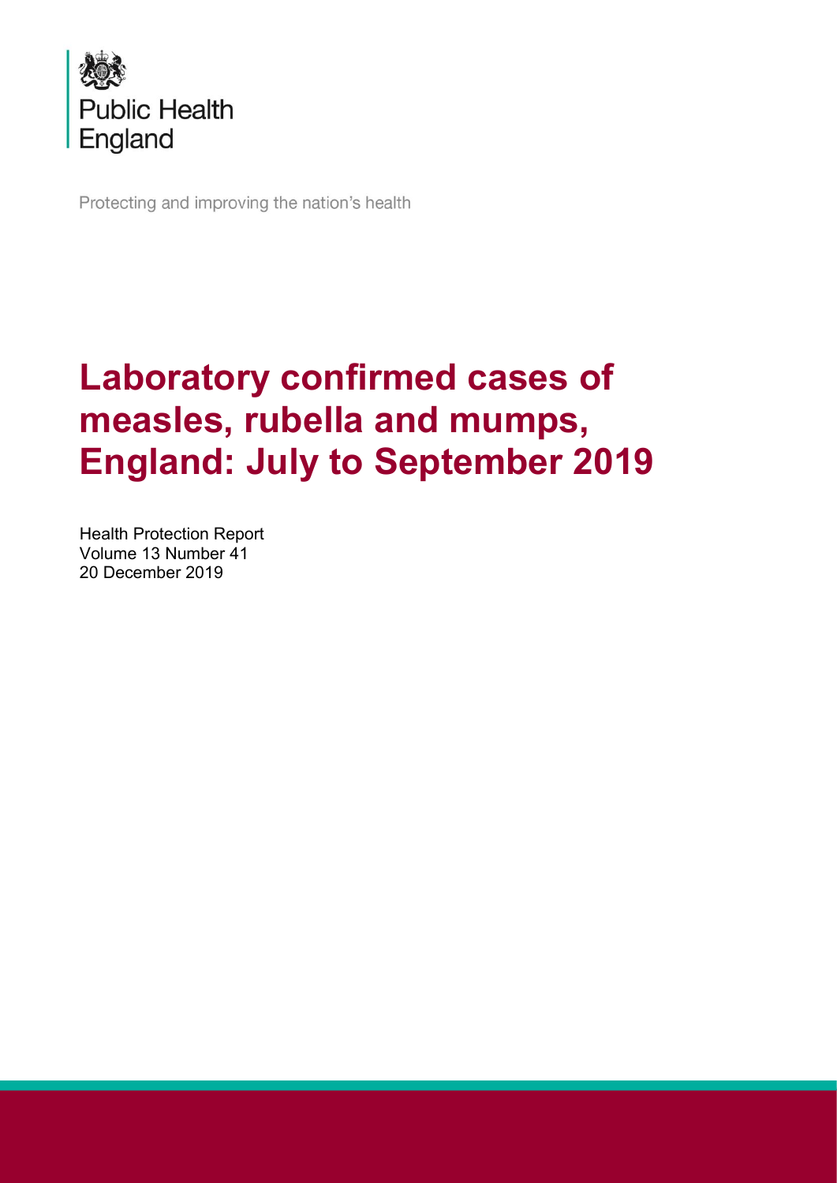Public Health England

Protecting and improving the nation's health

# Laboratory confirmed cases of measles, rubella and mumps, England: July to September 2019

Health Protection Report
Volume 13 Number 41
20 December 2019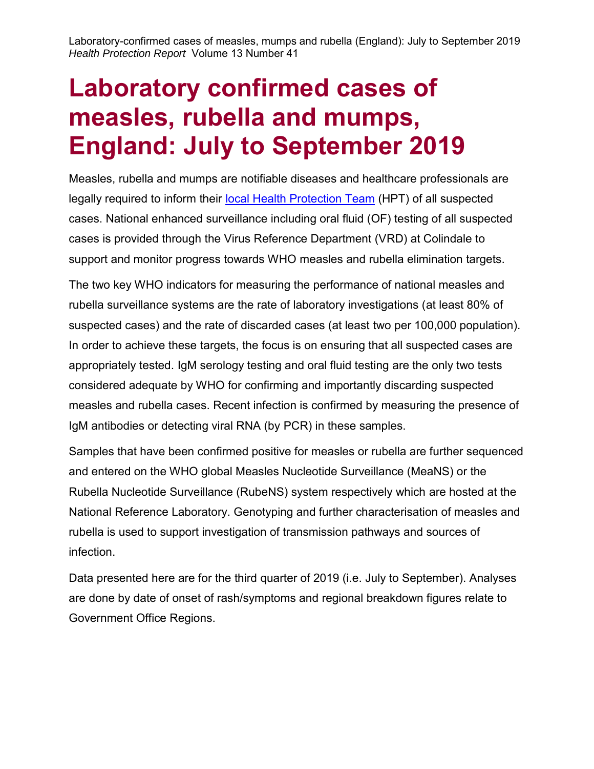# Laboratory confirmed cases of measles, rubella and mumps, England: July to September 2019

Measles, rubella and mumps are notifiable diseases and healthcare professionals are legally required to inform their [local Health Protection Team]() (HPT) of all suspected cases. National enhanced surveillance including oral fluid (OF) testing of all suspected cases is provided through the Virus Reference Department (VRD) at Colindale to support and monitor progress towards WHO measles and rubella elimination targets.

The two key WHO indicators for measuring the performance of national measles and rubella surveillance systems are the rate of laboratory investigations (at least 80% of suspected cases) and the rate of discarded cases (at least two per 100,000 population). In order to achieve these targets, the focus is on ensuring that all suspected cases are appropriately tested. IgM serology testing and oral fluid testing are the only two tests considered adequate by WHO for confirming and importantly discarding suspected measles and rubella cases. Recent infection is confirmed by measuring the presence of IgM antibodies or detecting viral RNA (by PCR) in these samples.

Samples that have been confirmed positive for measles or rubella are further sequenced and entered on the WHO global Measles Nucleotide Surveillance (MeaNS) or the Rubella Nucleotide Surveillance (RubeNS) system respectively which are hosted at the National Reference Laboratory. Genotyping and further characterisation of measles and rubella is used to support investigation of transmission pathways and sources of infection.

Data presented here are for the third quarter of 2019 (i.e. July to September). Analyses are done by date of onset of rash/symptoms and regional breakdown figures relate to Government Office Regions.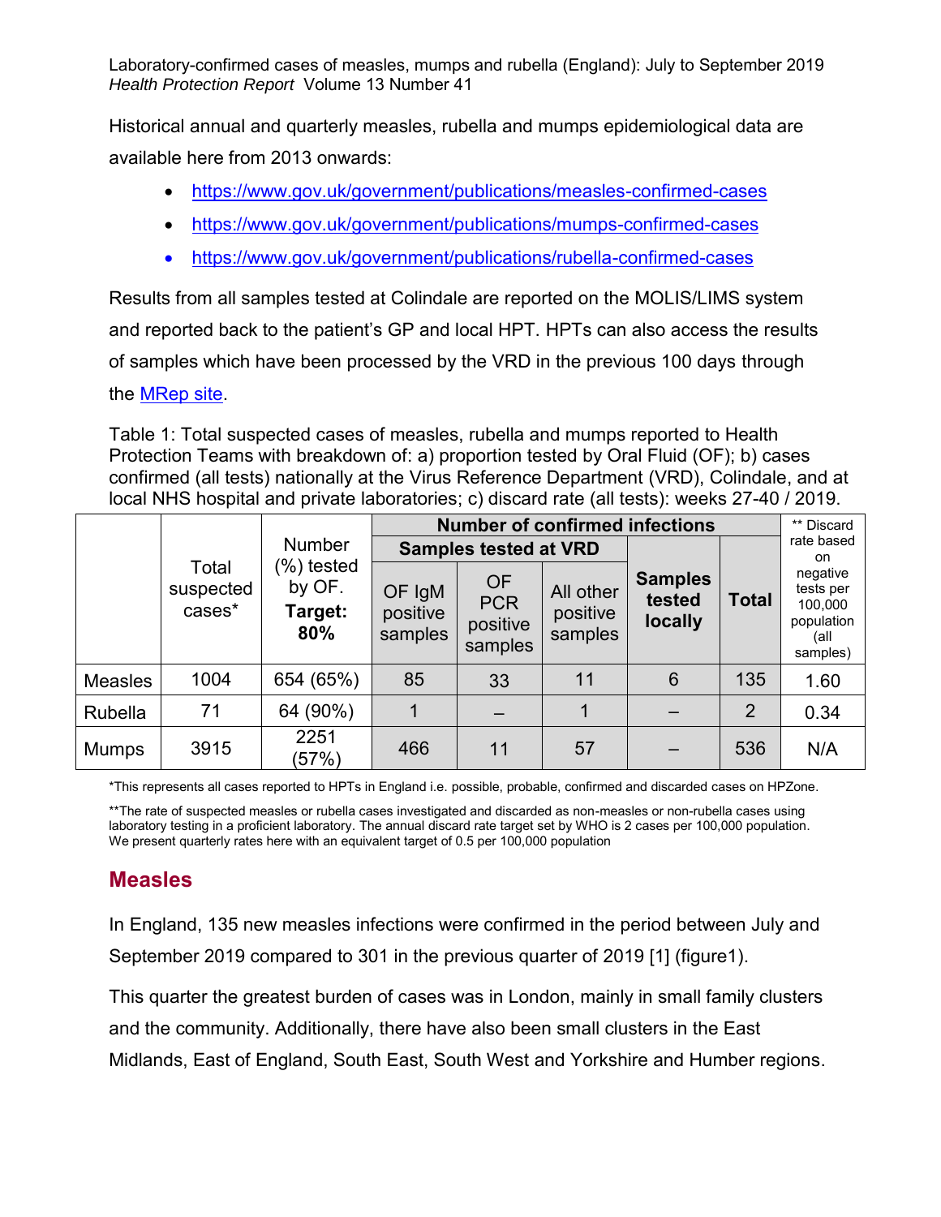Historical annual and quarterly measles, rubella and mumps epidemiological data are available here from 2013 onwards:

- https://www.gov.uk/government/publications/measles-confirmed-cases
- https://www.gov.uk/government/publications/mumps-confirmed-cases
- https://www.gov.uk/government/publications/rubella-confirmed-cases

Results from all samples tested at Colindale are reported on the MOLIS/LIMS system and reported back to the patient's GP and local HPT. HPTs can also access the results of samples which have been processed by the VRD in the previous 100 days through the MRep site.

Table 1: Total suspected cases of measles, rubella and mumps reported to Health Protection Teams with breakdown of: a) proportion tested by Oral Fluid (OF); b) cases confirmed (all tests) nationally at the Virus Reference Department (VRD), Colindale, and at local NHS hospital and private laboratories; c) discard rate (all tests): weeks 27-40 / 2019.

| | Total suspected cases* | Number (%) tested by OF. **Target: 80%** | **Number of confirmed infections** | | | | | ** Discard rate based on negative tests per 100,000 population (all samples) |
|---|---|---|---|---|---|---|---|---|
| | | | **Samples tested at VRD** | | | **Samples tested locally** | **Total** | |
| | | | OF IgM positive samples | OF PCR positive samples | All other positive samples | | | |
| Measles | 1004 | 654 (65%) | 85 | 33 | 11 | 6 | 135 | 1.60 |
| Rubella | 71 | 64 (90%) | 1 | – | 1 | – | 2 | 0.34 |
| Mumps | 3915 | 2251 (57%) | 466 | 11 | 57 | – | 536 | N/A |

*This represents all cases reported to HPTs in England i.e. possible, probable, confirmed and discarded cases on HPZone.

**The rate of suspected measles or rubella cases investigated and discarded as non-measles or non-rubella cases using laboratory testing in a proficient laboratory. The annual discard rate target set by WHO is 2 cases per 100,000 population. We present quarterly rates here with an equivalent target of 0.5 per 100,000 population

## Measles

In England, 135 new measles infections were confirmed in the period between July and September 2019 compared to 301 in the previous quarter of 2019 [1] (figure1).

This quarter the greatest burden of cases was in London, mainly in small family clusters and the community. Additionally, there have also been small clusters in the East Midlands, East of England, South East, South West and Yorkshire and Humber regions.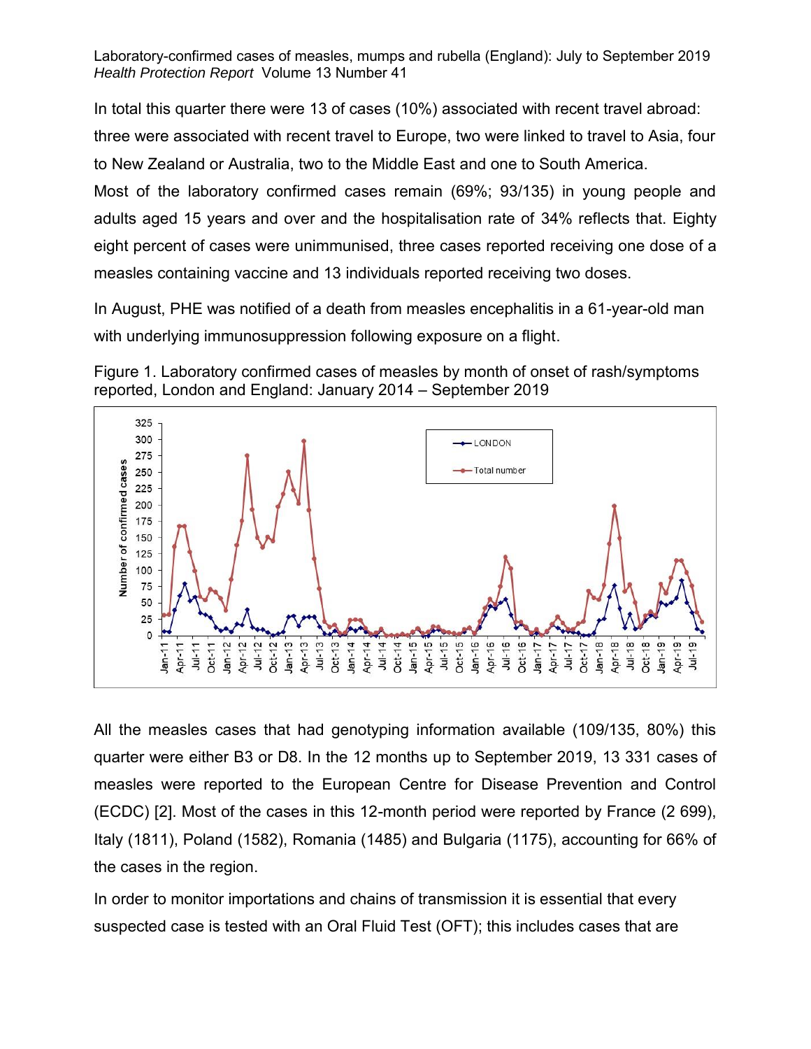In total this quarter there were 13 of cases (10%) associated with recent travel abroad: three were associated with recent travel to Europe, two were linked to travel to Asia, four to New Zealand or Australia, two to the Middle East and one to South America.

Most of the laboratory confirmed cases remain (69%; 93/135) in young people and adults aged 15 years and over and the hospitalisation rate of 34% reflects that. Eighty eight percent of cases were unimmunised, three cases reported receiving one dose of a measles containing vaccine and 13 individuals reported receiving two doses.

In August, PHE was notified of a death from measles encephalitis in a 61-year-old man with underlying immunosuppression following exposure on a flight.

Figure 1. Laboratory confirmed cases of measles by month of onset of rash/symptoms reported, London and England: January 2014 – September 2019

LONDON
Total number

Number of confirmed cases

325
300
275
250
225
200
175
150
125
100
75
50
25
0

Jan-11 Apr-11 Jul-11 Oct-11 Jan-12 Apr-12 Jul-12 Oct-12 Jan-13 Apr-13 Jul-13 Oct-13 Jan-14 Apr-14 Jul-14 Oct-14 Jan-15 Apr-15 Jul-15 Oct-15 Jan-16 Apr-16 Jul-16 Oct-16 Jan-17 Apr-17 Jul-17 Oct-17 Jan-18 Apr-18 Jul-18 Oct-18 Jan-19 Apr-19 Jul-19

All the measles cases that had genotyping information available (109/135, 80%) this quarter were either B3 or D8. In the 12 months up to September 2019, 13 331 cases of measles were reported to the European Centre for Disease Prevention and Control (ECDC) [2]. Most of the cases in this 12-month period were reported by France (2 699), Italy (1811), Poland (1582), Romania (1485) and Bulgaria (1175), accounting for 66% of the cases in the region.

In order to monitor importations and chains of transmission it is essential that every suspected case is tested with an Oral Fluid Test (OFT); this includes cases that are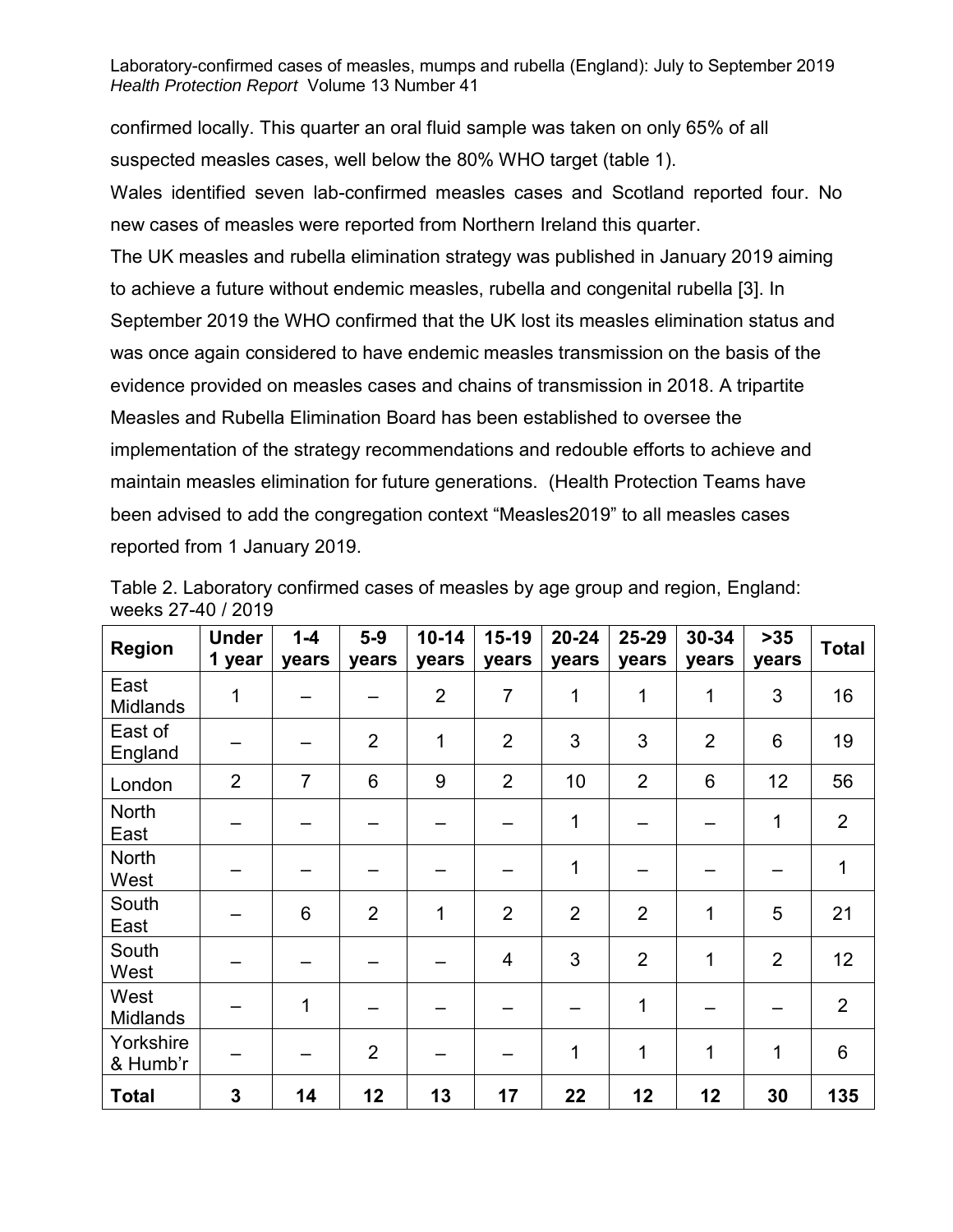confirmed locally. This quarter an oral fluid sample was taken on only 65% of all suspected measles cases, well below the 80% WHO target (table 1).

Wales identified seven lab-confirmed measles cases and Scotland reported four. No new cases of measles were reported from Northern Ireland this quarter.

The UK measles and rubella elimination strategy was published in January 2019 aiming to achieve a future without endemic measles, rubella and congenital rubella [3]. In September 2019 the WHO confirmed that the UK lost its measles elimination status and was once again considered to have endemic measles transmission on the basis of the evidence provided on measles cases and chains of transmission in 2018. A tripartite Measles and Rubella Elimination Board has been established to oversee the implementation of the strategy recommendations and redouble efforts to achieve and maintain measles elimination for future generations. (Health Protection Teams have been advised to add the congregation context "Measles2019" to all measles cases reported from 1 January 2019.

Table 2. Laboratory confirmed cases of measles by age group and region, England: weeks 27-40 / 2019

| Region | Under 1 year | 1-4 years | 5-9 years | 10-14 years | 15-19 years | 20-24 years | 25-29 years | 30-34 years | >35 years | Total |
|---|---|---|---|---|---|---|---|---|---|---|
| East Midlands | 1 | – | – | 2 | 7 | 1 | 1 | 1 | 3 | 16 |
| East of England | – | – | 2 | 1 | 2 | 3 | 3 | 2 | 6 | 19 |
| London | 2 | 7 | 6 | 9 | 2 | 10 | 2 | 6 | 12 | 56 |
| North East | – | – | – | – | – | 1 | – | – | 1 | 2 |
| North West | – | – | – | – | – | 1 | – | – | – | 1 |
| South East | – | 6 | 2 | 1 | 2 | 2 | 2 | 1 | 5 | 21 |
| South West | – | – | – | – | 4 | 3 | 2 | 1 | 2 | 12 |
| West Midlands | – | 1 | – | – | – | – | 1 | – | – | 2 |
| Yorkshire & Humb'r | – | – | 2 | – | – | 1 | 1 | 1 | 1 | 6 |
| **Total** | **3** | **14** | **12** | **13** | **17** | **22** | **12** | **12** | **30** | **135** |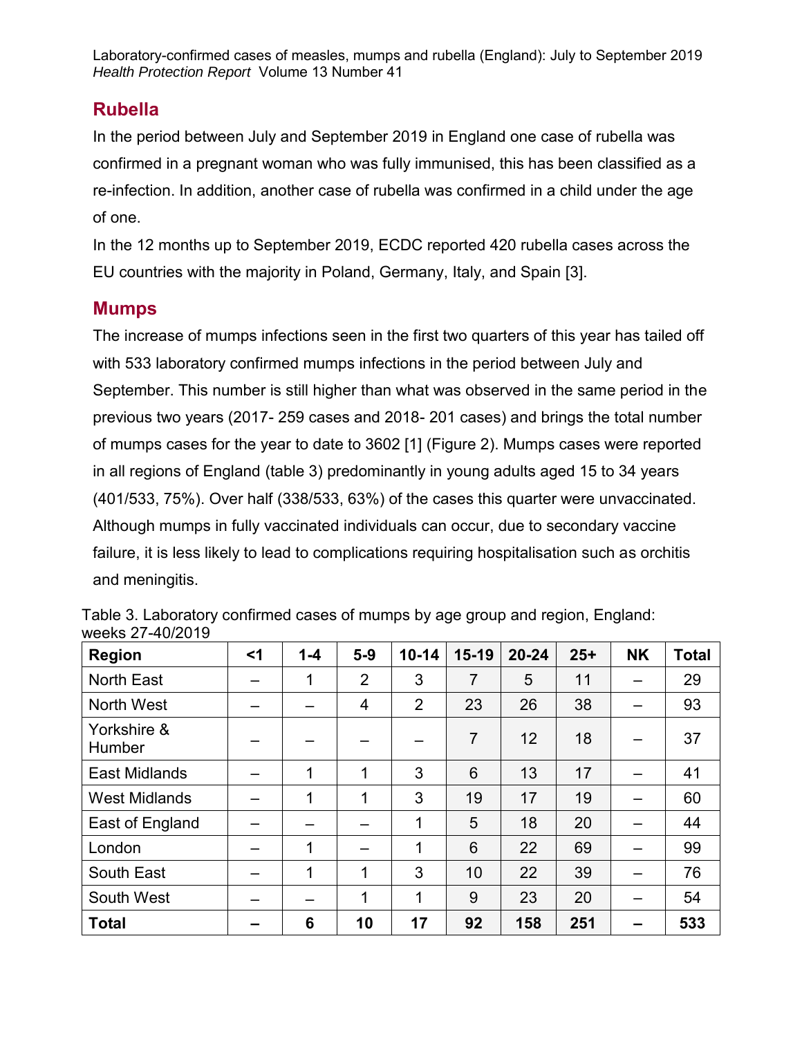## Rubella

In the period between July and September 2019 in England one case of rubella was confirmed in a pregnant woman who was fully immunised, this has been classified as a re-infection. In addition, another case of rubella was confirmed in a child under the age of one.

In the 12 months up to September 2019, ECDC reported 420 rubella cases across the EU countries with the majority in Poland, Germany, Italy, and Spain [3].

## Mumps

The increase of mumps infections seen in the first two quarters of this year has tailed off with 533 laboratory confirmed mumps infections in the period between July and September. This number is still higher than what was observed in the same period in the previous two years (2017- 259 cases and 2018- 201 cases) and brings the total number of mumps cases for the year to date to 3602 [1] (Figure 2). Mumps cases were reported in all regions of England (table 3) predominantly in young adults aged 15 to 34 years (401/533, 75%). Over half (338/533, 63%) of the cases this quarter were unvaccinated. Although mumps in fully vaccinated individuals can occur, due to secondary vaccine failure, it is less likely to lead to complications requiring hospitalisation such as orchitis and meningitis.

Table 3. Laboratory confirmed cases of mumps by age group and region, England: weeks 27-40/2019

| Region | <1 | 1-4 | 5-9 | 10-14 | 15-19 | 20-24 | 25+ | NK | Total |
|---|---|---|---|---|---|---|---|---|---|
| North East | – | 1 | 2 | 3 | 7 | 5 | 11 | – | 29 |
| North West | – | – | 4 | 2 | 23 | 26 | 38 | – | 93 |
| Yorkshire & Humber | – | – | – | – | 7 | 12 | 18 | – | 37 |
| East Midlands | – | 1 | 1 | 3 | 6 | 13 | 17 | – | 41 |
| West Midlands | – | 1 | 1 | 3 | 19 | 17 | 19 | – | 60 |
| East of England | – | – | – | 1 | 5 | 18 | 20 | – | 44 |
| London | – | 1 | – | 1 | 6 | 22 | 69 | – | 99 |
| South East | – | 1 | 1 | 3 | 10 | 22 | 39 | – | 76 |
| South West | – | – | 1 | 1 | 9 | 23 | 20 | – | 54 |
| **Total** | **–** | **6** | **10** | **17** | **92** | **158** | **251** | **–** | **533** |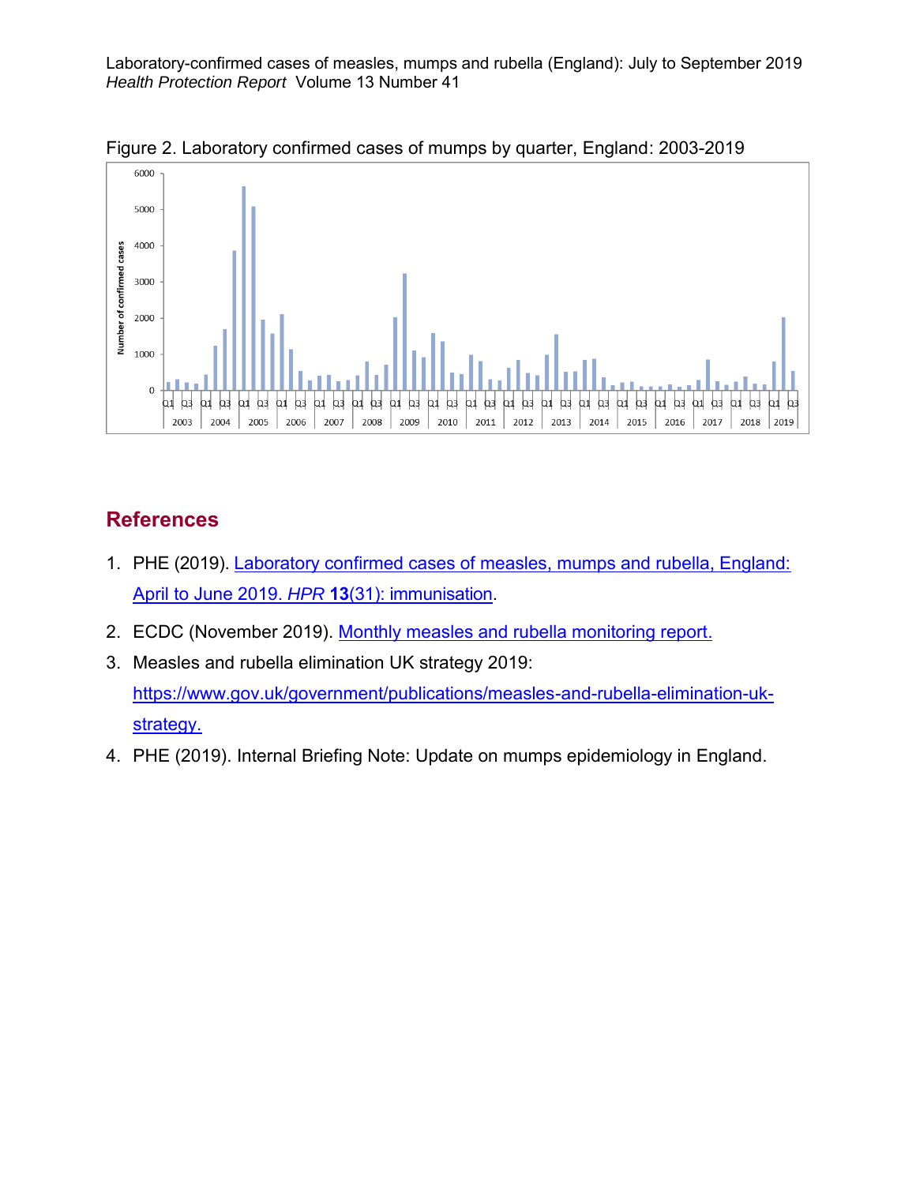Figure 2. Laboratory confirmed cases of mumps by quarter, England: 2003-2019

6000
5000
4000
3000
2000
1000
0

Number of confirmed cases

Q1 Q3 Q1 Q3 Q1 Q3 Q1 Q3 Q1 Q3 Q1 Q3 Q1 Q3 Q1 Q3 Q1 Q3 Q1 Q3 Q1 Q3 Q1 Q3 Q1 Q3 Q1 Q3 Q1 Q3 Q1 Q3 Q1 Q3

2003 2004 2005 2006 2007 2008 2009 2010 2011 2012 2013 2014 2015 2016 2017 2018 2019

## References

1. PHE (2019). [Laboratory confirmed cases of measles, mumps and rubella, England: April to June 2019. *HPR* **13**(31): immunisation](). 
2. ECDC (November 2019). [Monthly measles and rubella monitoring report.]()
3. Measles and rubella elimination UK strategy 2019: https://www.gov.uk/government/publications/measles-and-rubella-elimination-uk-strategy.
4. PHE (2019). Internal Briefing Note: Update on mumps epidemiology in England.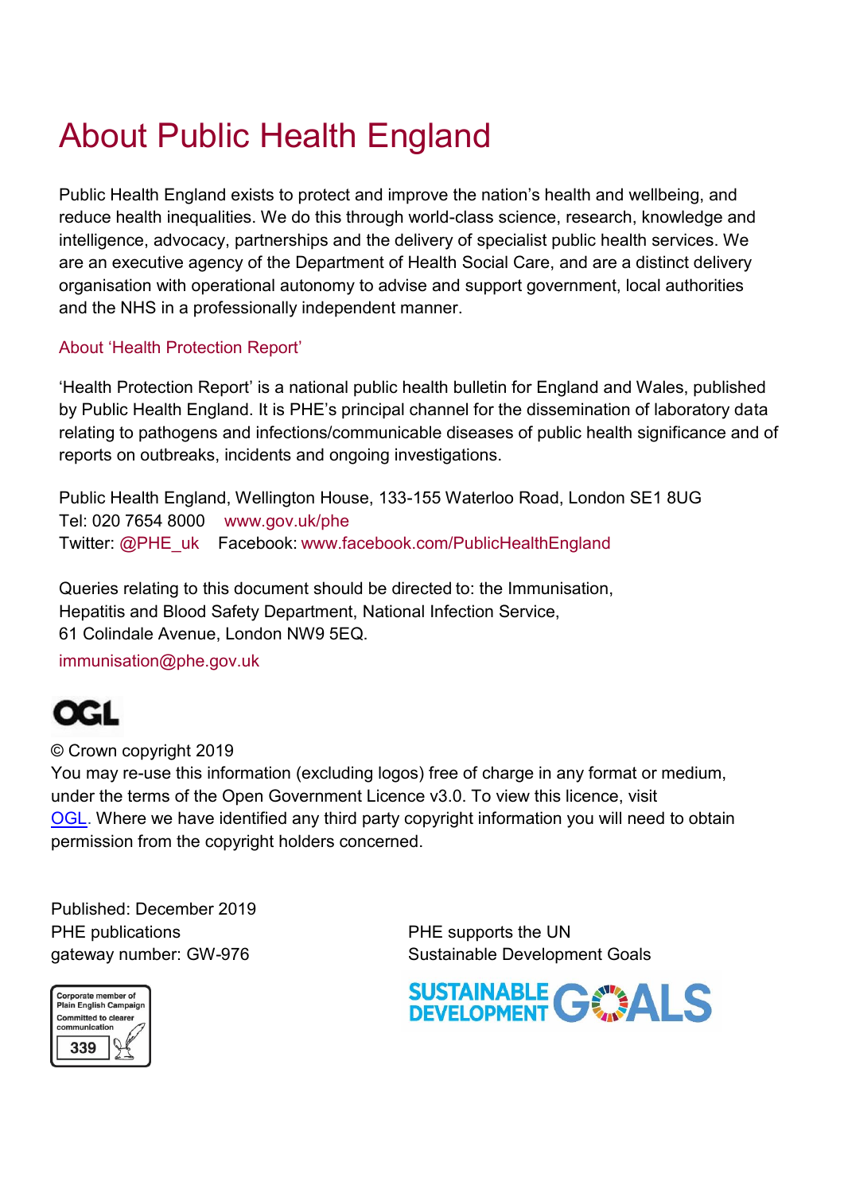# About Public Health England

Public Health England exists to protect and improve the nation's health and wellbeing, and reduce health inequalities. We do this through world-class science, research, knowledge and intelligence, advocacy, partnerships and the delivery of specialist public health services. We are an executive agency of the Department of Health Social Care, and are a distinct delivery organisation with operational autonomy to advise and support government, local authorities and the NHS in a professionally independent manner.

## About 'Health Protection Report'

'Health Protection Report' is a national public health bulletin for England and Wales, published by Public Health England. It is PHE's principal channel for the dissemination of laboratory data relating to pathogens and infections/communicable diseases of public health significance and of reports on outbreaks, incidents and ongoing investigations.

Public Health England, Wellington House, 133-155 Waterloo Road, London SE1 8UG
Tel: 020 7654 8000 www.gov.uk/phe
Twitter: @PHE_uk Facebook: www.facebook.com/PublicHealthEngland

Queries relating to this document should be directed to: the Immunisation, Hepatitis and Blood Safety Department, National Infection Service, 61 Colindale Avenue, London NW9 5EQ.

immunisation@phe.gov.uk

OGL

© Crown copyright 2019
You may re-use this information (excluding logos) free of charge in any format or medium, under the terms of the Open Government Licence v3.0. To view this licence, visit OGL. Where we have identified any third party copyright information you will need to obtain permission from the copyright holders concerned.

Published: December 2019
PHE publications
gateway number: GW-976

PHE supports the UN
Sustainable Development Goals

Corporate member of Plain English Campaign
Committed to clearer communication
339

SUSTAINABLE DEVELOPMENT GOALS